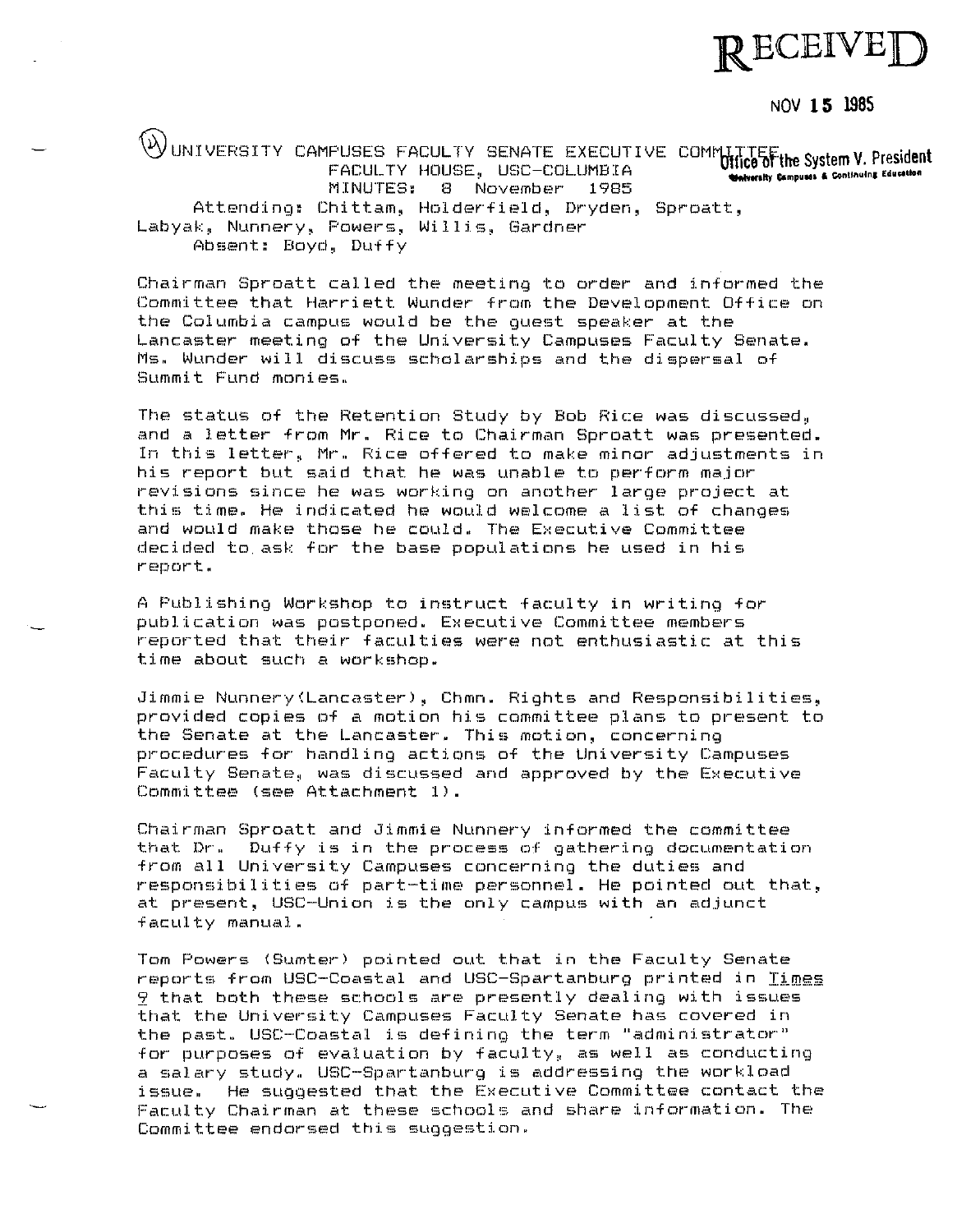RECEIVED

NOV 15 1985

Office of the System V. President
University Campuses & Continuing Education

UNIVERSITY CAMPUSES FACULTY SENATE EXECUTIVE COMMITTEE
FACULTY HOUSE, USC-COLUMBIA
MINUTES: 8 November 1985

Attending: Chittam, Holderfield, Dryden, Sproatt, Labyak, Nunnery, Powers, Willis, Gardner

Absent: Boyd, Duffy

Chairman Sproatt called the meeting to order and informed the Committee that Harriett Wunder from the Development Office on the Columbia campus would be the guest speaker at the Lancaster meeting of the University Campuses Faculty Senate. Ms. Wunder will discuss scholarships and the dispersal of Summit Fund monies.

The status of the Retention Study by Bob Rice was discussed, and a letter from Mr. Rice to Chairman Sproatt was presented. In this letter, Mr. Rice offered to make minor adjustments in his report but said that he was unable to perform major revisions since he was working on another large project at this time. He indicated he would welcome a list of changes and would make those he could. The Executive Committee decided to ask for the base populations he used in his report.

A Publishing Workshop to instruct faculty in writing for publication was postponed. Executive Committee members reported that their faculties were not enthusiastic at this time about such a workshop.

Jimmie Nunnery (Lancaster), Chmn. Rights and Responsibilities, provided copies of a motion his committee plans to present to the Senate at the Lancaster. This motion, concerning procedures for handling actions of the University Campuses Faculty Senate, was discussed and approved by the Executive Committee (see Attachment 1).

Chairman Sproatt and Jimmie Nunnery informed the committee that Dr. Duffy is in the process of gathering documentation from all University Campuses concerning the duties and responsibilities of part-time personnel. He pointed out that, at present, USC-Union is the only campus with an adjunct faculty manual.

Tom Powers (Sumter) pointed out that in the Faculty Senate reports from USC-Coastal and USC-Spartanburg printed in Times 9 that both these schools are presently dealing with issues that the University Campuses Faculty Senate has covered in the past. USC-Coastal is defining the term "administrator" for purposes of evaluation by faculty, as well as conducting a salary study. USC-Spartanburg is addressing the workload issue. He suggested that the Executive Committee contact the Faculty Chairman at these schools and share information. The Committee endorsed this suggestion.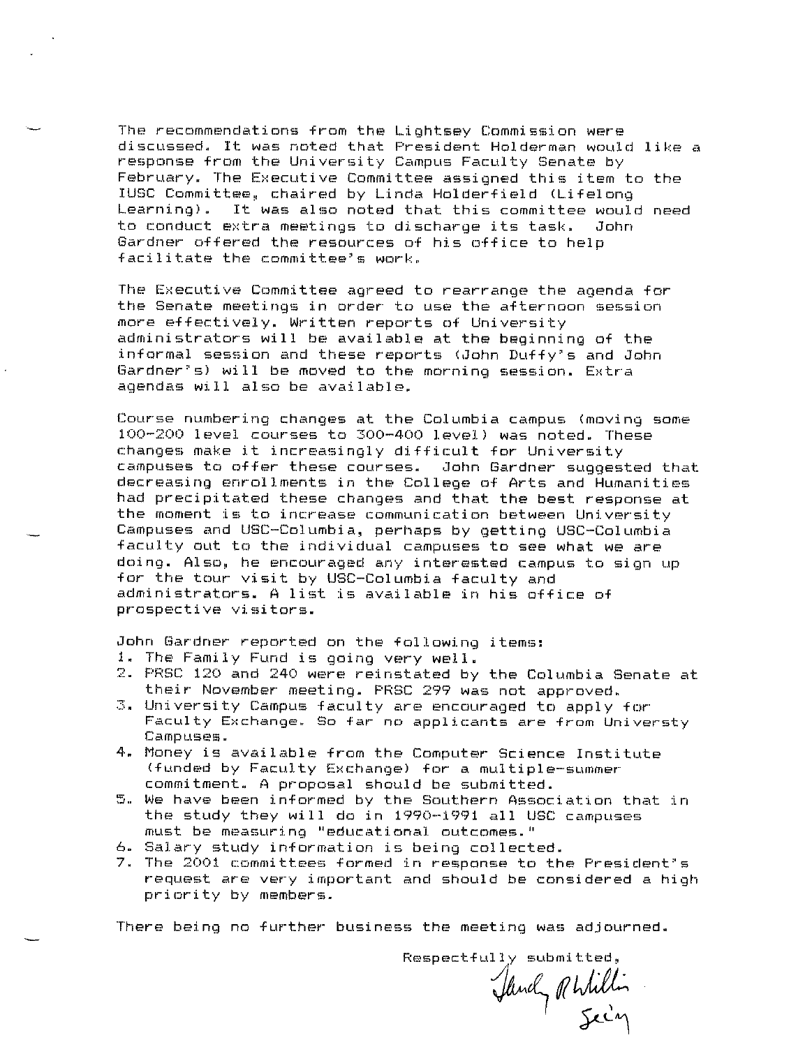The recommendations from the Lightsey Commission were discussed. It was noted that President Holderman would like a response from the University Campus Faculty Senate by February. The Executive Committee assigned this item to the IUSC Committee, chaired by Linda Holderfield (Lifelong Learning). It was also noted that this committee would need to conduct extra meetings to discharge its task. John Gardner offered the resources of his office to help facilitate the committee's work.

The Executive Committee agreed to rearrange the agenda for the Senate meetings in order to use the afternoon session more effectively. Written reports of University administrators will be available at the beginning of the informal session and these reports (John Duffy's and John Gardner's) will be moved to the morning session. Extra agendas will also be available.

Course numbering changes at the Columbia campus (moving some 100-200 level courses to 300-400 level) was noted. These changes make it increasingly difficult for University campuses to offer these courses. John Gardner suggested that decreasing enrollments in the College of Arts and Humanities had precipitated these changes and that the best response at the moment is to increase communication between University Campuses and USC-Columbia, perhaps by getting USC-Columbia faculty out to the individual campuses to see what we are doing. Also, he encouraged any interested campus to sign up for the tour visit by USC-Columbia faculty and administrators. A list is available in his office of prospective visitors.

John Gardner reported on the following items:

1. The Family Fund is going very well.
2. PRSC 120 and 240 were reinstated by the Columbia Senate at their November meeting. PRSC 299 was not approved.
3. University Campus faculty are encouraged to apply for Faculty Exchange. So far no applicants are from Universty Campuses.
4. Money is available from the Computer Science Institute (funded by Faculty Exchange) for a multiple-summer commitment. A proposal should be submitted.
5. We have been informed by the Southern Association that in the study they will do in 1990-1991 all USC campuses must be measuring "educational outcomes."
6. Salary study information is being collected.
7. The 2001 committees formed in response to the President's request are very important and should be considered a high priority by members.

There being no further business the meeting was adjourned.

Respectfully submitted,

Sandy P. Willis
Sec'y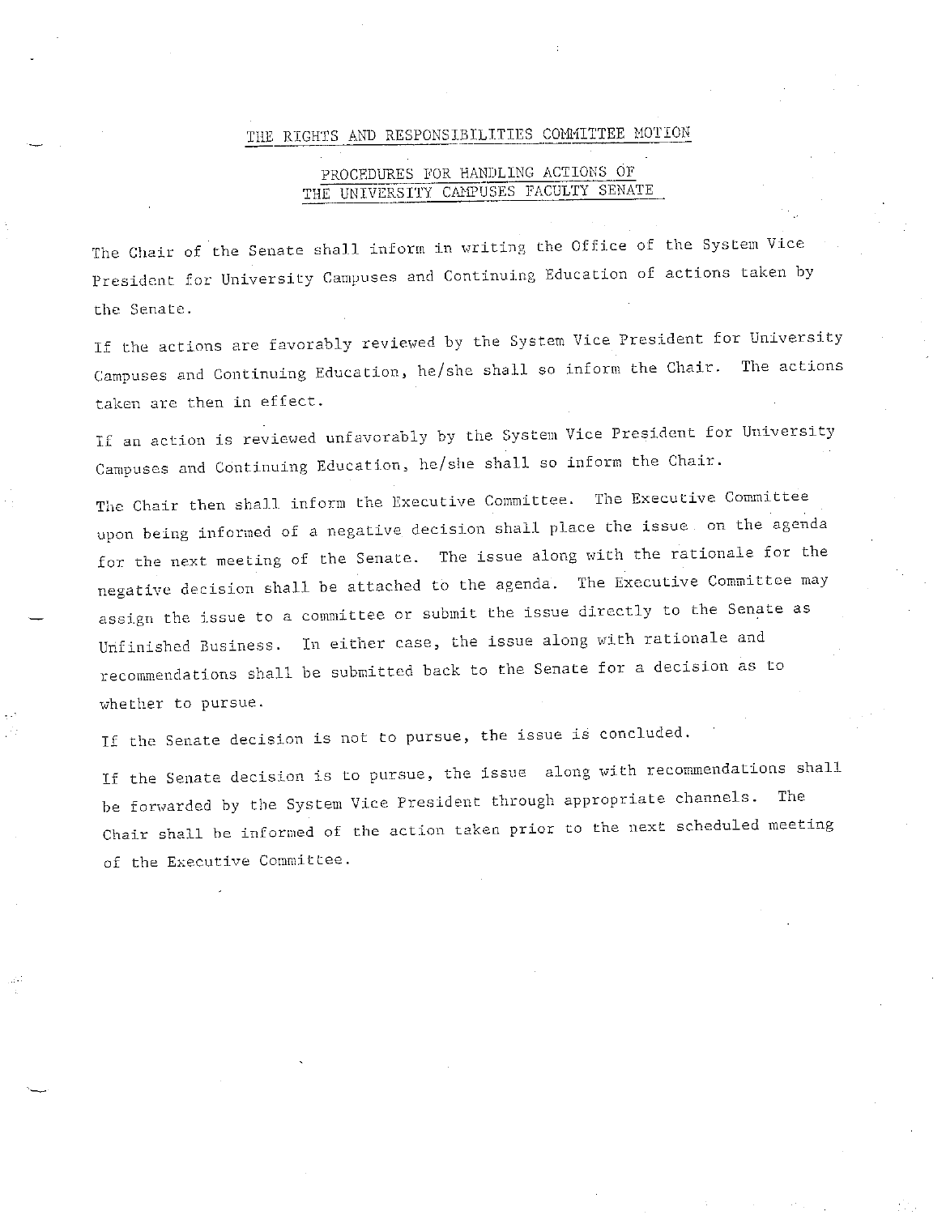## THE RIGHTS AND RESPONSIBILITIES COMMITTEE MOTION

### PROCEDURES FOR HANDLING ACTIONS OF THE UNIVERSITY CAMPUSES FACULTY SENATE

The Chair of the Senate shall inform in writing the Office of the System Vice President for University Campuses and Continuing Education of actions taken by the Senate.

If the actions are favorably reviewed by the System Vice President for University Campuses and Continuing Education, he/she shall so inform the Chair. The actions taken are then in effect.

If an action is reviewed unfavorably by the System Vice President for University Campuses and Continuing Education, he/she shall so inform the Chair.

The Chair then shall inform the Executive Committee. The Executive Committee upon being informed of a negative decision shall place the issue on the agenda for the next meeting of the Senate. The issue along with the rationale for the negative decision shall be attached to the agenda. The Executive Committee may assign the issue to a committee or submit the issue directly to the Senate as Unfinished Business. In either case, the issue along with rationale and recommendations shall be submitted back to the Senate for a decision as to whether to pursue.

If the Senate decision is not to pursue, the issue is concluded.

If the Senate decision is to pursue, the issue along with recommendations shall be forwarded by the System Vice President through appropriate channels. The Chair shall be informed of the action taken prior to the next scheduled meeting of the Executive Committee.